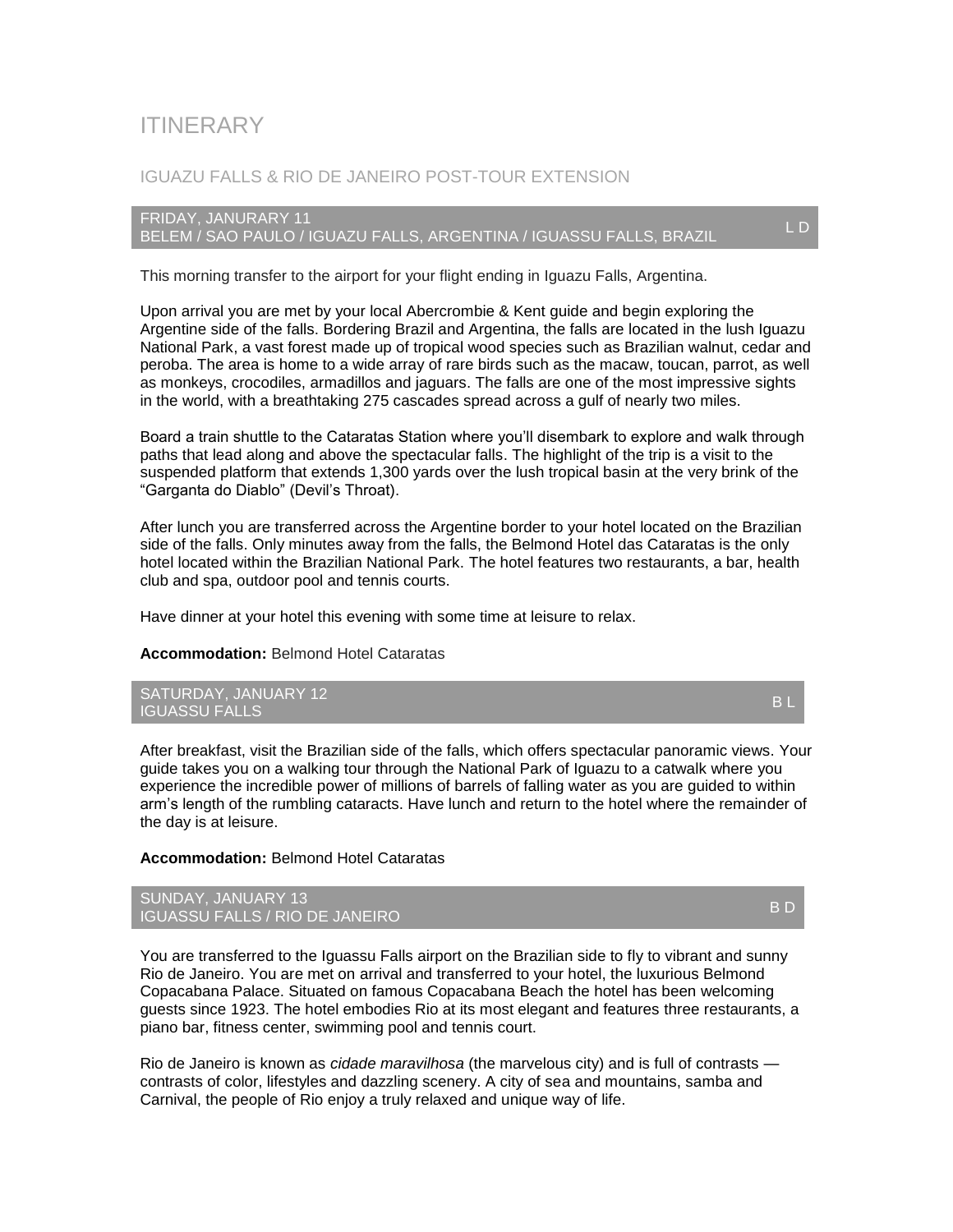# ITINERARY

## IGUAZU FALLS & RIO DE JANEIRO POST-TOUR EXTENSION

### FRIDAY, JANURARY 11
### BELEM / SAO PAULO / IGUAZU FALLS, ARGENTINA / IGUASSU FALLS, BRAZIL — L D

This morning transfer to the airport for your flight ending in Iguazu Falls, Argentina.

Upon arrival you are met by your local Abercrombie & Kent guide and begin exploring the Argentine side of the falls. Bordering Brazil and Argentina, the falls are located in the lush Iguazu National Park, a vast forest made up of tropical wood species such as Brazilian walnut, cedar and peroba. The area is home to a wide array of rare birds such as the macaw, toucan, parrot, as well as monkeys, crocodiles, armadillos and jaguars. The falls are one of the most impressive sights in the world, with a breathtaking 275 cascades spread across a gulf of nearly two miles.

Board a train shuttle to the Cataratas Station where you'll disembark to explore and walk through paths that lead along and above the spectacular falls. The highlight of the trip is a visit to the suspended platform that extends 1,300 yards over the lush tropical basin at the very brink of the "Garganta do Diablo" (Devil's Throat).

After lunch you are transferred across the Argentine border to your hotel located on the Brazilian side of the falls. Only minutes away from the falls, the Belmond Hotel das Cataratas is the only hotel located within the Brazilian National Park. The hotel features two restaurants, a bar, health club and spa, outdoor pool and tennis courts.

Have dinner at your hotel this evening with some time at leisure to relax.

**Accommodation:** Belmond Hotel Cataratas

### SATURDAY, JANUARY 12
### IGUASSU FALLS — B L

After breakfast, visit the Brazilian side of the falls, which offers spectacular panoramic views. Your guide takes you on a walking tour through the National Park of Iguazu to a catwalk where you experience the incredible power of millions of barrels of falling water as you are guided to within arm's length of the rumbling cataracts. Have lunch and return to the hotel where the remainder of the day is at leisure.

**Accommodation:** Belmond Hotel Cataratas

### SUNDAY, JANUARY 13
### IGUASSU FALLS / RIO DE JANEIRO — B D

You are transferred to the Iguassu Falls airport on the Brazilian side to fly to vibrant and sunny Rio de Janeiro. You are met on arrival and transferred to your hotel, the luxurious Belmond Copacabana Palace. Situated on famous Copacabana Beach the hotel has been welcoming guests since 1923. The hotel embodies Rio at its most elegant and features three restaurants, a piano bar, fitness center, swimming pool and tennis court.

Rio de Janeiro is known as *cidade maravilhosa* (the marvelous city) and is full of contrasts — contrasts of color, lifestyles and dazzling scenery. A city of sea and mountains, samba and Carnival, the people of Rio enjoy a truly relaxed and unique way of life.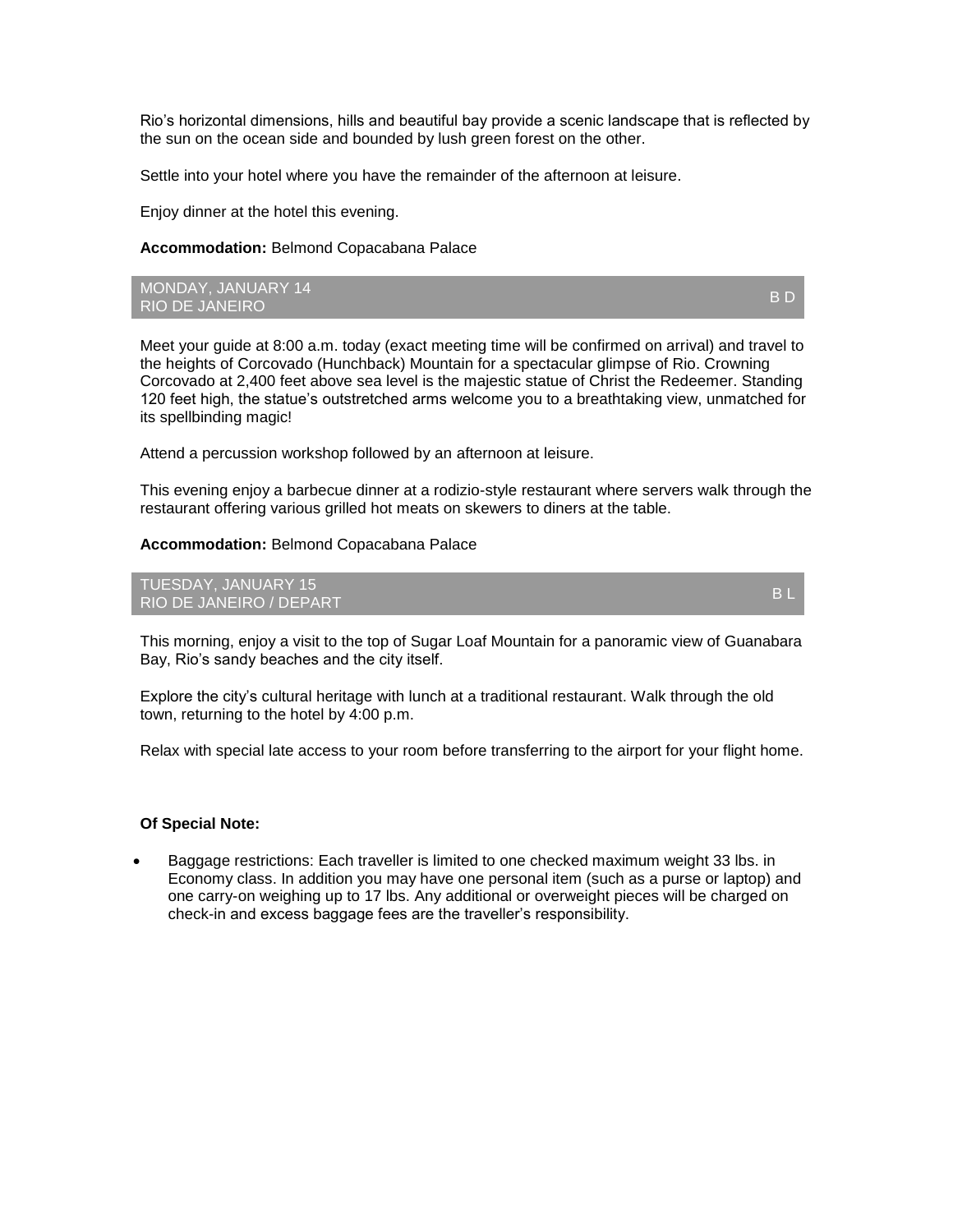Rio's horizontal dimensions, hills and beautiful bay provide a scenic landscape that is reflected by the sun on the ocean side and bounded by lush green forest on the other.

Settle into your hotel where you have the remainder of the afternoon at leisure.

Enjoy dinner at the hotel this evening.

**Accommodation:** Belmond Copacabana Palace

## MONDAY, JANUARY 14 — RIO DE JANEIRO — B D

Meet your guide at 8:00 a.m. today (exact meeting time will be confirmed on arrival) and travel to the heights of Corcovado (Hunchback) Mountain for a spectacular glimpse of Rio. Crowning Corcovado at 2,400 feet above sea level is the majestic statue of Christ the Redeemer. Standing 120 feet high, the statue's outstretched arms welcome you to a breathtaking view, unmatched for its spellbinding magic!

Attend a percussion workshop followed by an afternoon at leisure.

This evening enjoy a barbecue dinner at a rodizio-style restaurant where servers walk through the restaurant offering various grilled hot meats on skewers to diners at the table.

**Accommodation:** Belmond Copacabana Palace

## TUESDAY, JANUARY 15 — RIO DE JANEIRO / DEPART — B L

This morning, enjoy a visit to the top of Sugar Loaf Mountain for a panoramic view of Guanabara Bay, Rio's sandy beaches and the city itself.

Explore the city's cultural heritage with lunch at a traditional restaurant. Walk through the old town, returning to the hotel by 4:00 p.m.

Relax with special late access to your room before transferring to the airport for your flight home.

**Of Special Note:**

- Baggage restrictions: Each traveller is limited to one checked maximum weight 33 lbs. in Economy class. In addition you may have one personal item (such as a purse or laptop) and one carry-on weighing up to 17 lbs. Any additional or overweight pieces will be charged on check-in and excess baggage fees are the traveller's responsibility.